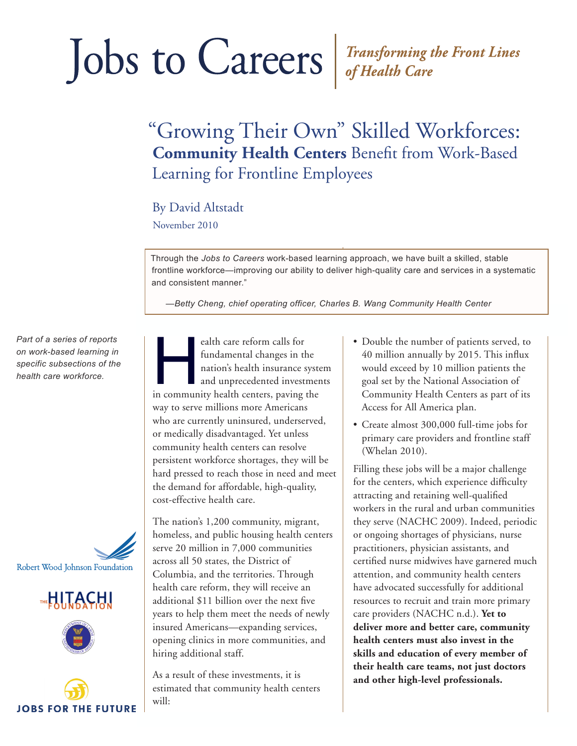# Jobs to Careers | *Transforming the Front Lines of Health Care*

## "Growing Their Own" Skilled Workforces: **Community Health Centers** Benefit from Work-Based Learning for Frontline Employees

By David Altstadt

November 2010

> Through the *Jobs to Careers* work-based learning approach, we have built a skilled, stable frontline workforce—improving our ability to deliver high-quality care and services in a systematic and consistent manner."
>
> *—Betty Cheng, chief operating officer, Charles B. Wang Community Health Center*

*Part of a series of reports on work-based learning in specific subsections of the health care workforce.*

Robert Wood Johnson Foundation

The Hitachi Foundation

Jobs for the Future

Health care reform calls for fundamental changes in the nation's health insurance system and unprecedented investments in community health centers, paving the way to serve millions more Americans who are currently uninsured, underserved, or medically disadvantaged. Yet unless community health centers can resolve persistent workforce shortages, they will be hard pressed to reach those in need and meet the demand for affordable, high-quality, cost-effective health care.

The nation's 1,200 community, migrant, homeless, and public housing health centers serve 20 million in 7,000 communities across all 50 states, the District of Columbia, and the territories. Through health care reform, they will receive an additional $11 billion over the next five years to help them meet the needs of newly insured Americans—expanding services, opening clinics in more communities, and hiring additional staff.

As a result of these investments, it is estimated that community health centers will:

- Double the number of patients served, to 40 million annually by 2015. This influx would exceed by 10 million patients the goal set by the National Association of Community Health Centers as part of its Access for All America plan.
- Create almost 300,000 full-time jobs for primary care providers and frontline staff (Whelan 2010).

Filling these jobs will be a major challenge for the centers, which experience difficulty attracting and retaining well-qualified workers in the rural and urban communities they serve (NACHC 2009). Indeed, periodic or ongoing shortages of physicians, nurse practitioners, physician assistants, and certified nurse midwives have garnered much attention, and community health centers have advocated successfully for additional resources to recruit and train more primary care providers (NACHC n.d.). **Yet to deliver more and better care, community health centers must also invest in the skills and education of every member of their health care teams, not just doctors and other high-level professionals.**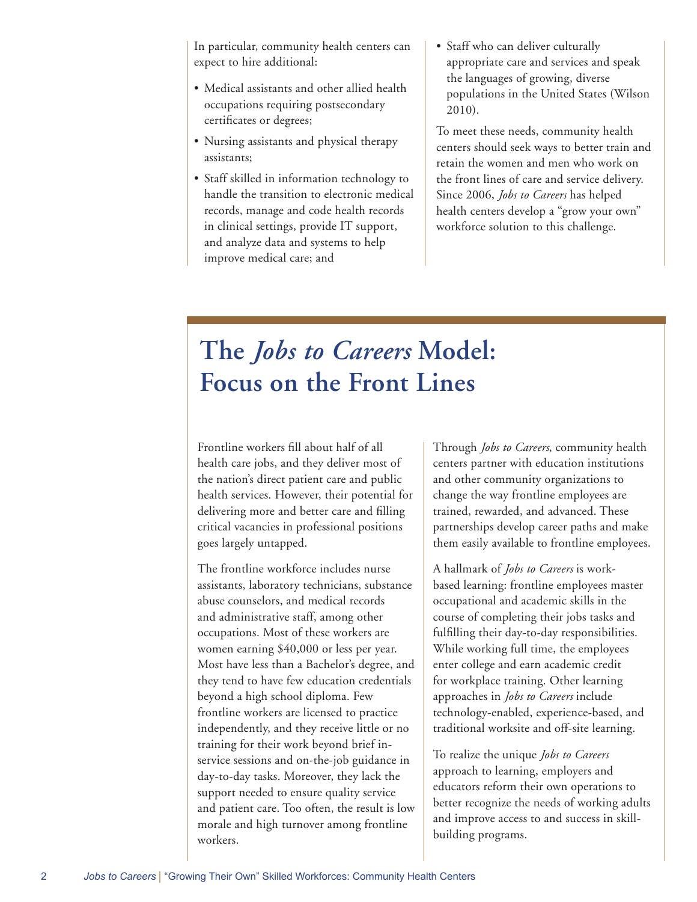In particular, community health centers can expect to hire additional:

- Medical assistants and other allied health occupations requiring postsecondary certificates or degrees;
- Nursing assistants and physical therapy assistants;
- Staff skilled in information technology to handle the transition to electronic medical records, manage and code health records in clinical settings, provide IT support, and analyze data and systems to help improve medical care; and
- Staff who can deliver culturally appropriate care and services and speak the languages of growing, diverse populations in the United States (Wilson 2010).

To meet these needs, community health centers should seek ways to better train and retain the women and men who work on the front lines of care and service delivery. Since 2006, *Jobs to Careers* has helped health centers develop a "grow your own" workforce solution to this challenge.

# The *Jobs to Careers* Model: Focus on the Front Lines

Frontline workers fill about half of all health care jobs, and they deliver most of the nation's direct patient care and public health services. However, their potential for delivering more and better care and filling critical vacancies in professional positions goes largely untapped.

The frontline workforce includes nurse assistants, laboratory technicians, substance abuse counselors, and medical records and administrative staff, among other occupations. Most of these workers are women earning $40,000 or less per year. Most have less than a Bachelor's degree, and they tend to have few education credentials beyond a high school diploma. Few frontline workers are licensed to practice independently, and they receive little or no training for their work beyond brief in-service sessions and on-the-job guidance in day-to-day tasks. Moreover, they lack the support needed to ensure quality service and patient care. Too often, the result is low morale and high turnover among frontline workers.

Through *Jobs to Careers*, community health centers partner with education institutions and other community organizations to change the way frontline employees are trained, rewarded, and advanced. These partnerships develop career paths and make them easily available to frontline employees.

A hallmark of *Jobs to Careers* is work-based learning: frontline employees master occupational and academic skills in the course of completing their jobs tasks and fulfilling their day-to-day responsibilities. While working full time, the employees enter college and earn academic credit for workplace training. Other learning approaches in *Jobs to Careers* include technology-enabled, experience-based, and traditional worksite and off-site learning.

To realize the unique *Jobs to Careers* approach to learning, employers and educators reform their own operations to better recognize the needs of working adults and improve access to and success in skill-building programs.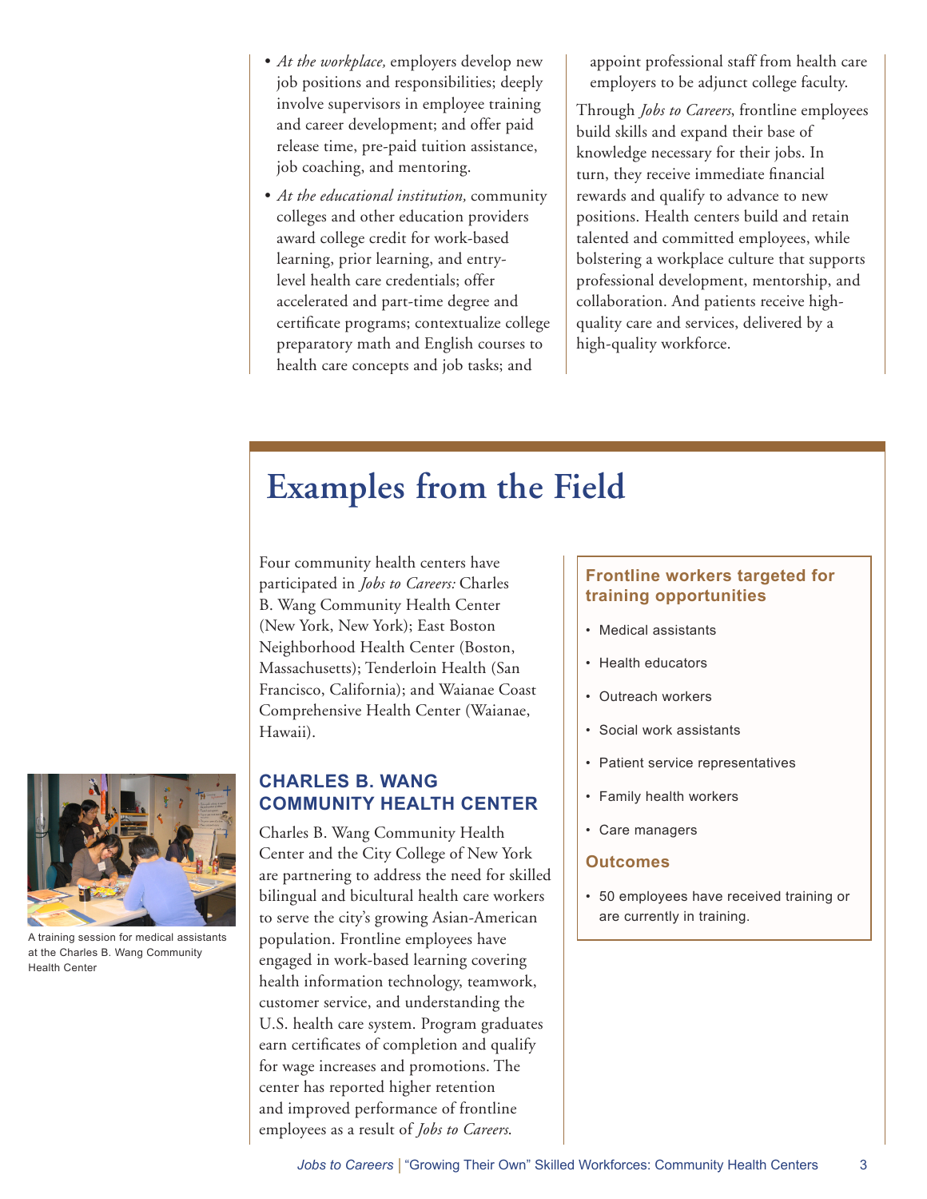- *At the workplace,* employers develop new job positions and responsibilities; deeply involve supervisors in employee training and career development; and offer paid release time, pre-paid tuition assistance, job coaching, and mentoring.
- *At the educational institution,* community colleges and other education providers award college credit for work-based learning, prior learning, and entry-level health care credentials; offer accelerated and part-time degree and certificate programs; contextualize college preparatory math and English courses to health care concepts and job tasks; and appoint professional staff from health care employers to be adjunct college faculty.

Through *Jobs to Careers*, frontline employees build skills and expand their base of knowledge necessary for their jobs. In turn, they receive immediate financial rewards and qualify to advance to new positions. Health centers build and retain talented and committed employees, while bolstering a workplace culture that supports professional development, mentorship, and collaboration. And patients receive high-quality care and services, delivered by a high-quality workforce.

# Examples from the Field

Four community health centers have participated in *Jobs to Careers:* Charles B. Wang Community Health Center (New York, New York); East Boston Neighborhood Health Center (Boston, Massachusetts); Tenderloin Health (San Francisco, California); and Waianae Coast Comprehensive Health Center (Waianae, Hawaii).

## CHARLES B. WANG COMMUNITY HEALTH CENTER

Charles B. Wang Community Health Center and the City College of New York are partnering to address the need for skilled bilingual and bicultural health care workers to serve the city's growing Asian-American population. Frontline employees have engaged in work-based learning covering health information technology, teamwork, customer service, and understanding the U.S. health care system. Program graduates earn certificates of completion and qualify for wage increases and promotions. The center has reported higher retention and improved performance of frontline employees as a result of *Jobs to Careers*.

A training session for medical assistants at the Charles B. Wang Community Health Center

### Frontline workers targeted for training opportunities

- Medical assistants
- Health educators
- Outreach workers
- Social work assistants
- Patient service representatives
- Family health workers
- Care managers

### Outcomes

- 50 employees have received training or are currently in training.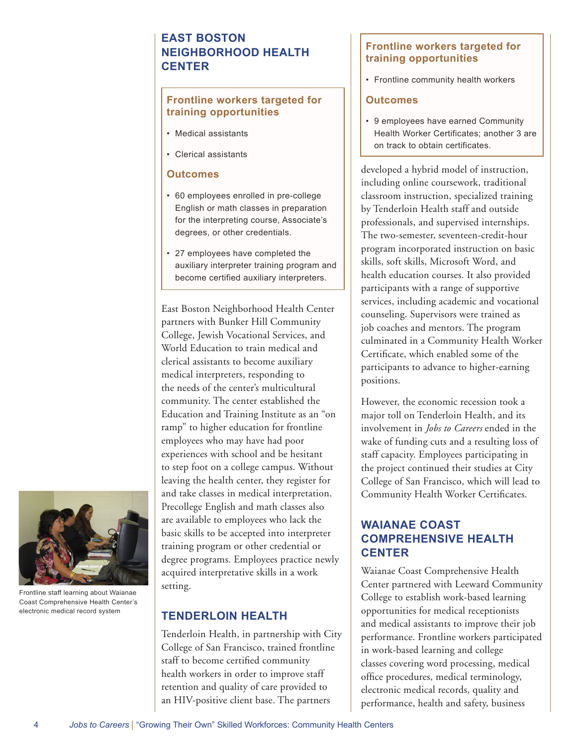## EAST BOSTON NEIGHBORHOOD HEALTH CENTER

### Frontline workers targeted for training opportunities

- Medical assistants
- Clerical assistants

### Outcomes

- 60 employees enrolled in pre-college English or math classes in preparation for the interpreting course, Associate's degrees, or other credentials.
- 27 employees have completed the auxiliary interpreter training program and become certified auxiliary interpreters.

East Boston Neighborhood Health Center partners with Bunker Hill Community College, Jewish Vocational Services, and World Education to train medical and clerical assistants to become auxiliary medical interpreters, responding to the needs of the center's multicultural community. The center established the Education and Training Institute as an "on ramp" to higher education for frontline employees who may have had poor experiences with school and be hesitant to step foot on a college campus. Without leaving the health center, they register for and take classes in medical interpretation. Precollege English and math classes also are available to employees who lack the basic skills to be accepted into interpreter training program or other credential or degree programs. Employees practice newly acquired interpretative skills in a work setting.

Frontline staff learning about Waianae Coast Comprehensive Health Center's electronic medical record system

## TENDERLOIN HEALTH

### Frontline workers targeted for training opportunities

- Frontline community health workers

### Outcomes

- 9 employees have earned Community Health Worker Certificates; another 3 are on track to obtain certificates.

Tenderloin Health, in partnership with City College of San Francisco, trained frontline staff to become certified community health workers in order to improve staff retention and quality of care provided to an HIV-positive client base. The partners developed a hybrid model of instruction, including online coursework, traditional classroom instruction, specialized training by Tenderloin Health staff and outside professionals, and supervised internships. The two-semester, seventeen-credit-hour program incorporated instruction on basic skills, soft skills, Microsoft Word, and health education courses. It also provided participants with a range of supportive services, including academic and vocational counseling. Supervisors were trained as job coaches and mentors. The program culminated in a Community Health Worker Certificate, which enabled some of the participants to advance to higher-earning positions.

However, the economic recession took a major toll on Tenderloin Health, and its involvement in *Jobs to Careers* ended in the wake of funding cuts and a resulting loss of staff capacity. Employees participating in the project continued their studies at City College of San Francisco, which will lead to Community Health Worker Certificates.

## WAIANAE COAST COMPREHENSIVE HEALTH CENTER

Waianae Coast Comprehensive Health Center partnered with Leeward Community College to establish work-based learning opportunities for medical receptionists and medical assistants to improve their job performance. Frontline workers participated in work-based learning and college classes covering word processing, medical office procedures, medical terminology, electronic medical records, quality and performance, health and safety, business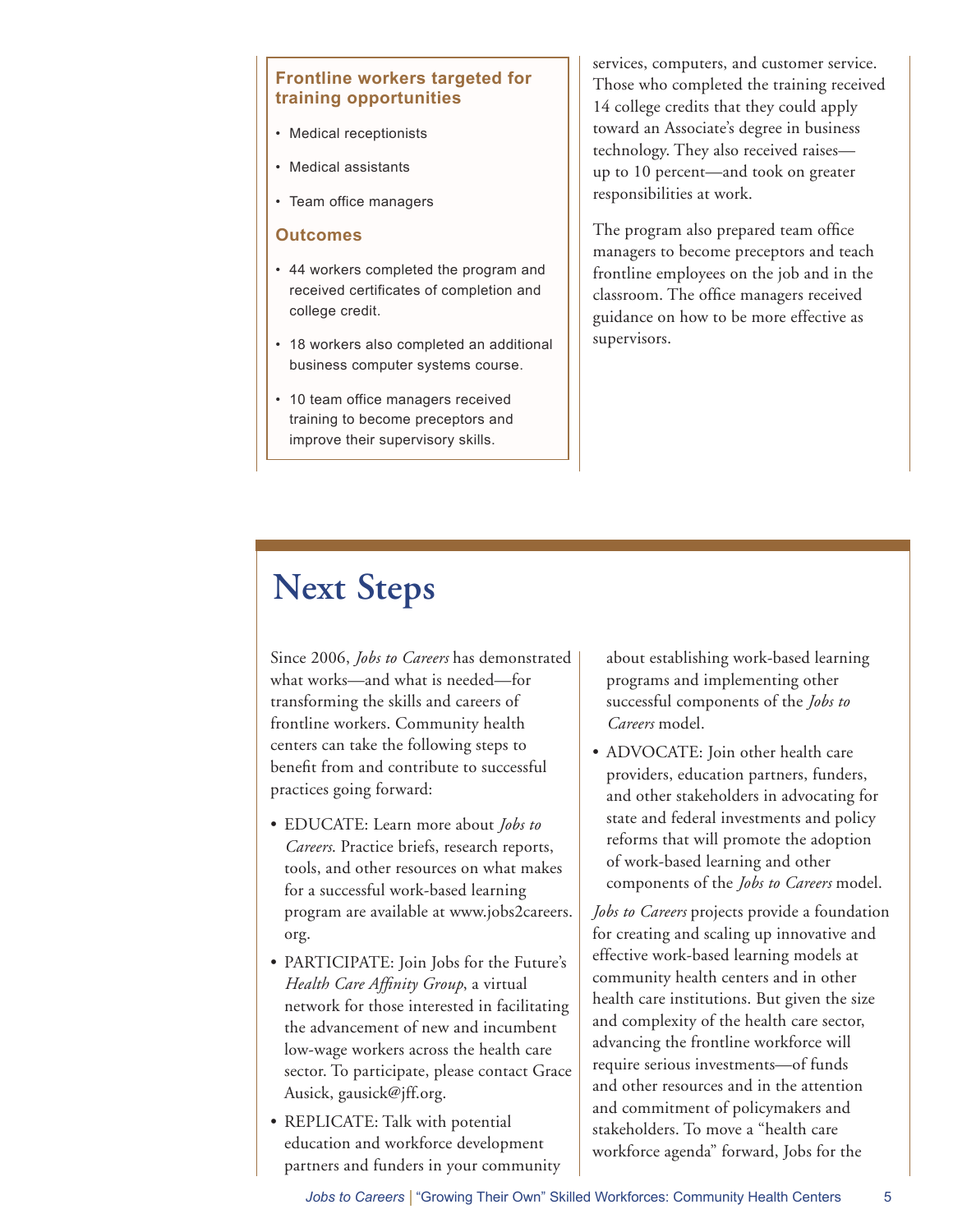**Frontline workers targeted for training opportunities**

- Medical receptionists
- Medical assistants
- Team office managers

**Outcomes**

- 44 workers completed the program and received certificates of completion and college credit.
- 18 workers also completed an additional business computer systems course.
- 10 team office managers received training to become preceptors and improve their supervisory skills.

services, computers, and customer service. Those who completed the training received 14 college credits that they could apply toward an Associate's degree in business technology. They also received raises—up to 10 percent—and took on greater responsibilities at work.

The program also prepared team office managers to become preceptors and teach frontline employees on the job and in the classroom. The office managers received guidance on how to be more effective as supervisors.

# Next Steps

Since 2006, *Jobs to Careers* has demonstrated what works—and what is needed—for transforming the skills and careers of frontline workers. Community health centers can take the following steps to benefit from and contribute to successful practices going forward:

- EDUCATE: Learn more about *Jobs to Careers.* Practice briefs, research reports, tools, and other resources on what makes for a successful work-based learning program are available at www.jobs2careers.org.
- PARTICIPATE: Join Jobs for the Future's *Health Care Affinity Group*, a virtual network for those interested in facilitating the advancement of new and incumbent low-wage workers across the health care sector. To participate, please contact Grace Ausick, gausick@jff.org.
- REPLICATE: Talk with potential education and workforce development partners and funders in your community about establishing work-based learning programs and implementing other successful components of the *Jobs to Careers* model.
- ADVOCATE: Join other health care providers, education partners, funders, and other stakeholders in advocating for state and federal investments and policy reforms that will promote the adoption of work-based learning and other components of the *Jobs to Careers* model.

*Jobs to Careers* projects provide a foundation for creating and scaling up innovative and effective work-based learning models at community health centers and in other health care institutions. But given the size and complexity of the health care sector, advancing the frontline workforce will require serious investments—of funds and other resources and in the attention and commitment of policymakers and stakeholders. To move a "health care workforce agenda" forward, Jobs for the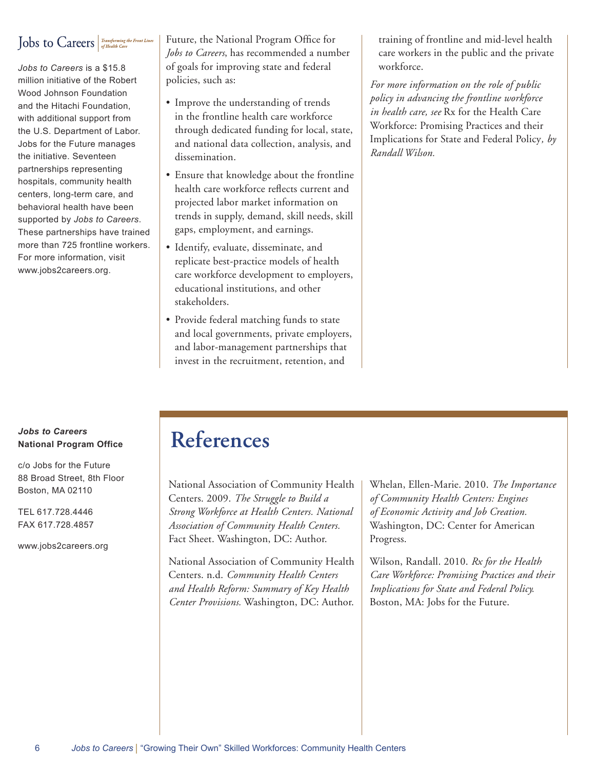Future, the National Program Office for *Jobs to Careers*, has recommended a number of goals for improving state and federal policies, such as:

- Improve the understanding of trends in the frontline health care workforce through dedicated funding for local, state, and national data collection, analysis, and dissemination.
- Ensure that knowledge about the frontline health care workforce reflects current and projected labor market information on trends in supply, demand, skill needs, skill gaps, employment, and earnings.
- Identify, evaluate, disseminate, and replicate best-practice models of health care workforce development to employers, educational institutions, and other stakeholders.
- Provide federal matching funds to state and local governments, private employers, and labor-management partnerships that invest in the recruitment, retention, and training of frontline and mid-level health care workers in the public and the private workforce.

*For more information on the role of public policy in advancing the frontline workforce in health care, see* Rx for the Health Care Workforce: Promising Practices and their Implications for State and Federal Policy*, by Randall Wilson.*

Jobs to Careers | *Transforming the Front Lines of Health Care*

*Jobs to Careers* is a $15.8 million initiative of the Robert Wood Johnson Foundation and the Hitachi Foundation, with additional support from the U.S. Department of Labor. Jobs for the Future manages the initiative. Seventeen partnerships representing hospitals, community health centers, long-term care, and behavioral health have been supported by *Jobs to Careers*. These partnerships have trained more than 725 frontline workers. For more information, visit www.jobs2careers.org.

**_Jobs to Careers_**
**National Program Office**

c/o Jobs for the Future
88 Broad Street, 8th Floor
Boston, MA 02110

TEL 617.728.4446
FAX 617.728.4857

www.jobs2careers.org

# References

National Association of Community Health Centers. 2009. *The Struggle to Build a Strong Workforce at Health Centers. National Association of Community Health Centers.* Fact Sheet. Washington, DC: Author.

National Association of Community Health Centers. n.d. *Community Health Centers and Health Reform: Summary of Key Health Center Provisions.* Washington, DC: Author.

Whelan, Ellen-Marie. 2010. *The Importance of Community Health Centers: Engines of Economic Activity and Job Creation.* Washington, DC: Center for American Progress.

Wilson, Randall. 2010. *Rx for the Health Care Workforce: Promising Practices and their Implications for State and Federal Policy.* Boston, MA: Jobs for the Future.